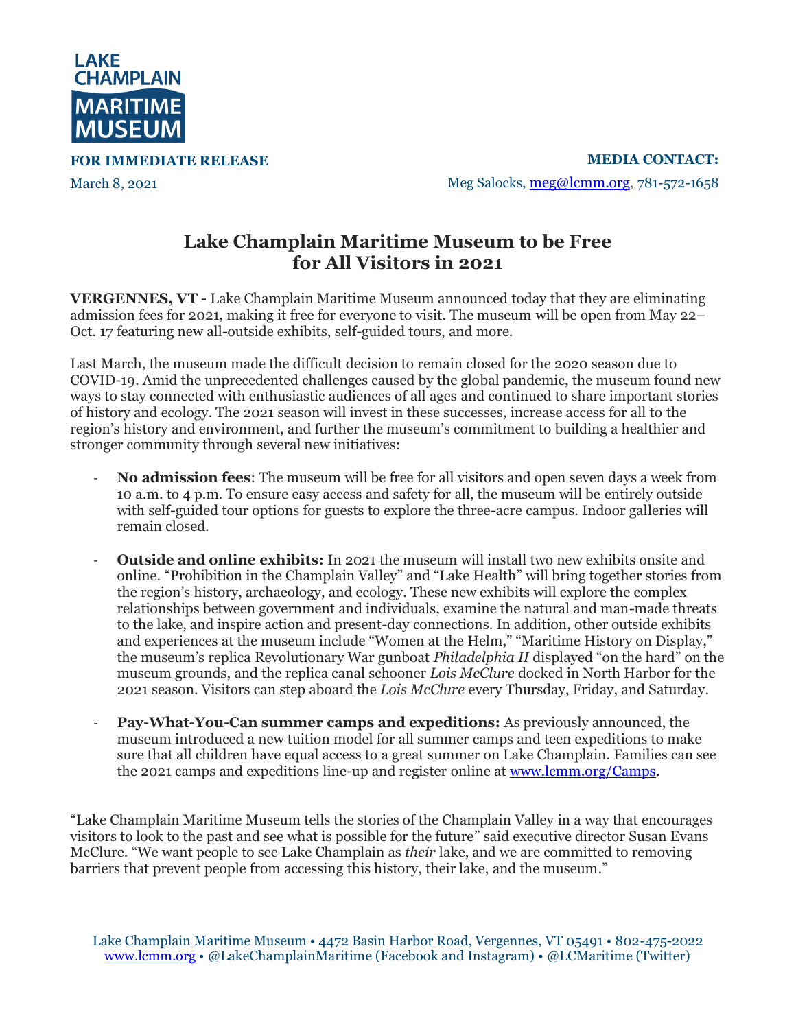LAKE CHAMPLAIN MARITIME MUSEUM

**FOR IMMEDIATE RELEASE**
March 8, 2021

**MEDIA CONTACT:**
Meg Salocks, meg@lcmm.org, 781-572-1658

# Lake Champlain Maritime Museum to be Free for All Visitors in 2021

**VERGENNES, VT -** Lake Champlain Maritime Museum announced today that they are eliminating admission fees for 2021, making it free for everyone to visit. The museum will be open from May 22–Oct. 17 featuring new all-outside exhibits, self-guided tours, and more.

Last March, the museum made the difficult decision to remain closed for the 2020 season due to COVID-19. Amid the unprecedented challenges caused by the global pandemic, the museum found new ways to stay connected with enthusiastic audiences of all ages and continued to share important stories of history and ecology. The 2021 season will invest in these successes, increase access for all to the region's history and environment, and further the museum's commitment to building a healthier and stronger community through several new initiatives:

- **No admission fees**: The museum will be free for all visitors and open seven days a week from 10 a.m. to 4 p.m. To ensure easy access and safety for all, the museum will be entirely outside with self-guided tour options for guests to explore the three-acre campus. Indoor galleries will remain closed.

- **Outside and online exhibits:** In 2021 the museum will install two new exhibits onsite and online. "Prohibition in the Champlain Valley" and "Lake Health" will bring together stories from the region's history, archaeology, and ecology. These new exhibits will explore the complex relationships between government and individuals, examine the natural and man-made threats to the lake, and inspire action and present-day connections. In addition, other outside exhibits and experiences at the museum include "Women at the Helm," "Maritime History on Display," the museum's replica Revolutionary War gunboat *Philadelphia II* displayed "on the hard" on the museum grounds, and the replica canal schooner *Lois McClure* docked in North Harbor for the 2021 season. Visitors can step aboard the *Lois McClure* every Thursday, Friday, and Saturday.

- **Pay-What-You-Can summer camps and expeditions:** As previously announced, the museum introduced a new tuition model for all summer camps and teen expeditions to make sure that all children have equal access to a great summer on Lake Champlain. Families can see the 2021 camps and expeditions line-up and register online at www.lcmm.org/Camps.

"Lake Champlain Maritime Museum tells the stories of the Champlain Valley in a way that encourages visitors to look to the past and see what is possible for the future" said executive director Susan Evans McClure. "We want people to see Lake Champlain as *their* lake, and we are committed to removing barriers that prevent people from accessing this history, their lake, and the museum."

Lake Champlain Maritime Museum • 4472 Basin Harbor Road, Vergennes, VT 05491 • 802-475-2022
www.lcmm.org • @LakeChamplainMaritime (Facebook and Instagram) • @LCMaritime (Twitter)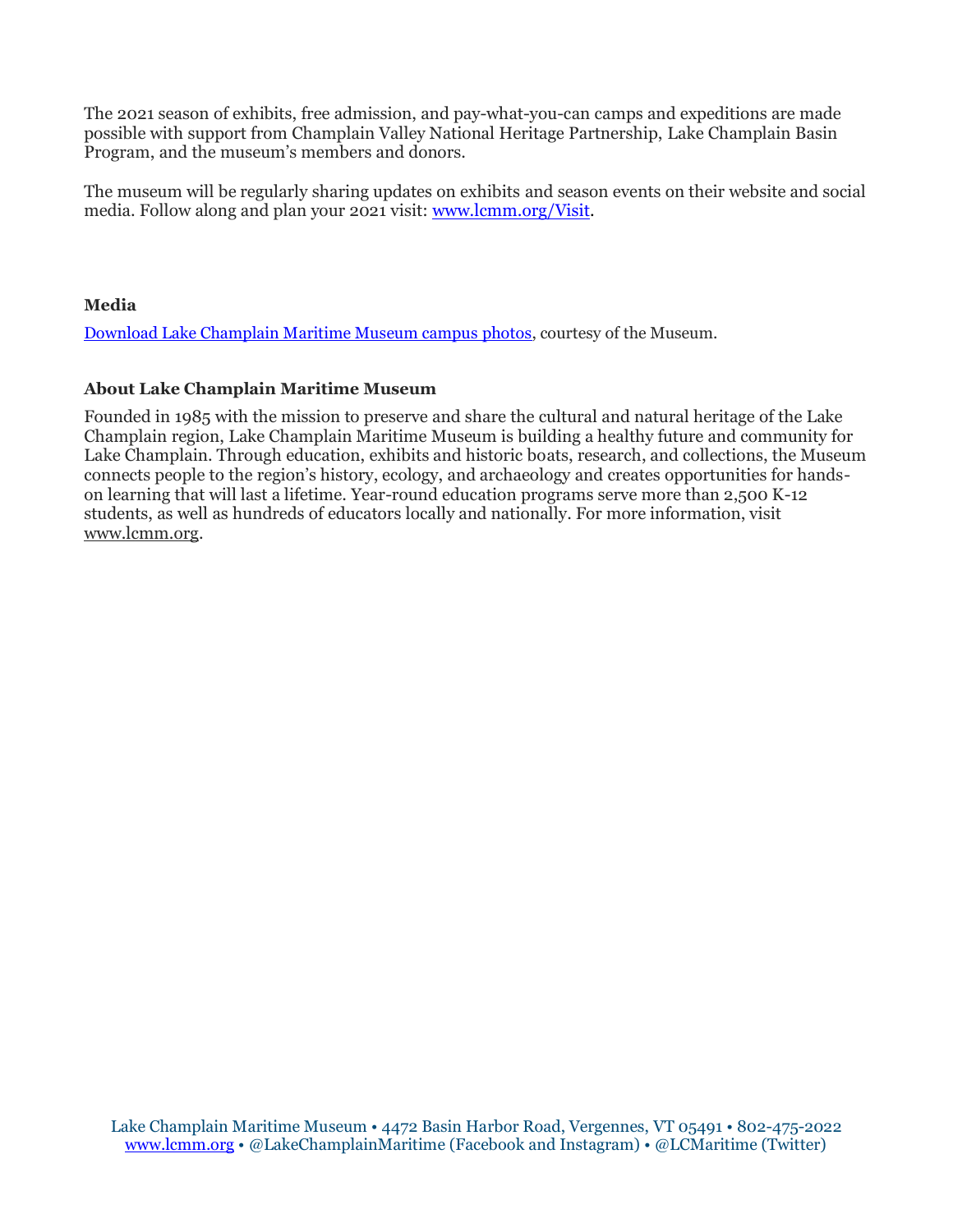The 2021 season of exhibits, free admission, and pay-what-you-can camps and expeditions are made possible with support from Champlain Valley National Heritage Partnership, Lake Champlain Basin Program, and the museum's members and donors.

The museum will be regularly sharing updates on exhibits and season events on their website and social media. Follow along and plan your 2021 visit: www.lcmm.org/Visit.

**Media**

Download Lake Champlain Maritime Museum campus photos, courtesy of the Museum.

**About Lake Champlain Maritime Museum**

Founded in 1985 with the mission to preserve and share the cultural and natural heritage of the Lake Champlain region, Lake Champlain Maritime Museum is building a healthy future and community for Lake Champlain. Through education, exhibits and historic boats, research, and collections, the Museum connects people to the region's history, ecology, and archaeology and creates opportunities for hands-on learning that will last a lifetime. Year-round education programs serve more than 2,500 K-12 students, as well as hundreds of educators locally and nationally. For more information, visit www.lcmm.org.

Lake Champlain Maritime Museum • 4472 Basin Harbor Road, Vergennes, VT 05491 • 802-475-2022
www.lcmm.org • @LakeChamplainMaritime (Facebook and Instagram) • @LCMaritime (Twitter)